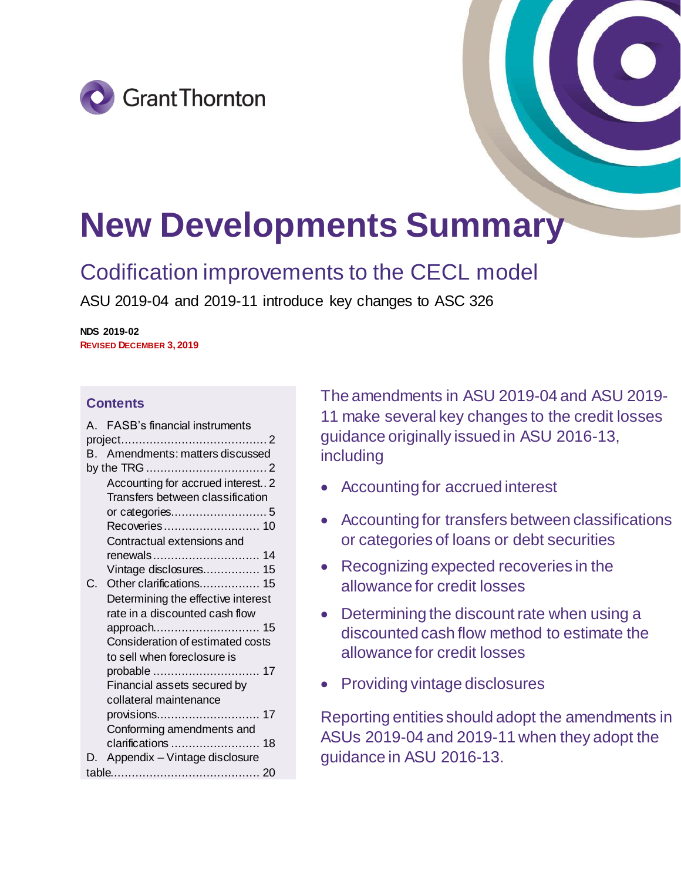Grant Thornton

# New Developments Summary

## Codification improvements to the CECL model

ASU 2019-04 and 2019-11 introduce key changes to ASC 326

**NDS 2019-02**
**REVISED DECEMBER 3, 2019**

### Contents

- A. FASB's financial instruments project ... 2
- B. Amendments: matters discussed by the TRG ... 2
  - Accounting for accrued interest ... 2
  - Transfers between classification or categories ... 5
  - Recoveries ... 10
  - Contractual extensions and renewals ... 14
  - Vintage disclosures ... 15
- C. Other clarifications ... 15
  - Determining the effective interest rate in a discounted cash flow approach ... 15
  - Consideration of estimated costs to sell when foreclosure is probable ... 17
  - Financial assets secured by collateral maintenance provisions ... 17
  - Conforming amendments and clarifications ... 18
- D. Appendix – Vintage disclosure table ... 20

The amendments in ASU 2019-04 and ASU 2019-11 make several key changes to the credit losses guidance originally issued in ASU 2016-13, including

- Accounting for accrued interest
- Accounting for transfers between classifications or categories of loans or debt securities
- Recognizing expected recoveries in the allowance for credit losses
- Determining the discount rate when using a discounted cash flow method to estimate the allowance for credit losses
- Providing vintage disclosures

Reporting entities should adopt the amendments in ASUs 2019-04 and 2019-11 when they adopt the guidance in ASU 2016-13.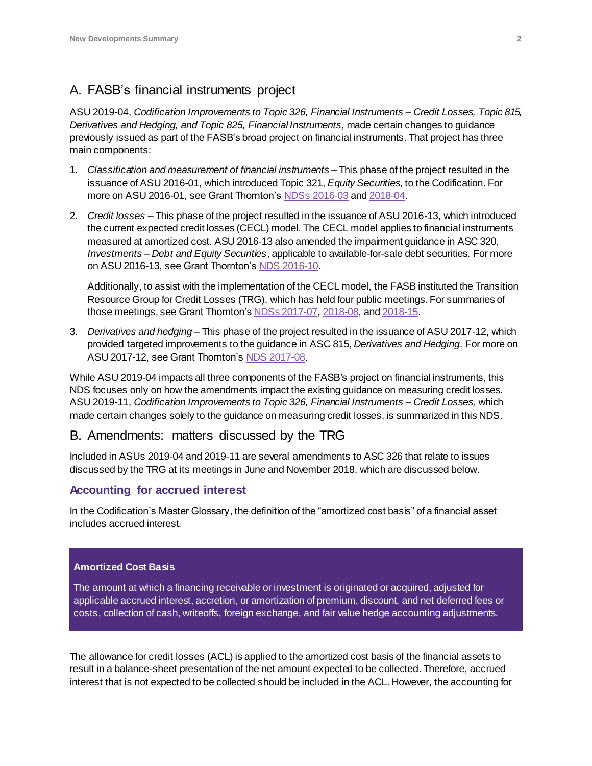## A. FASB's financial instruments project

ASU 2019-04, *Codification Improvements to Topic 326, Financial Instruments – Credit Losses, Topic 815, Derivatives and Hedging, and Topic 825, Financial Instruments*, made certain changes to guidance previously issued as part of the FASB's broad project on financial instruments. That project has three main components:

1. *Classification and measurement of financial instruments* – This phase of the project resulted in the issuance of ASU 2016-01, which introduced Topic 321, *Equity Securities,* to the Codification. For more on ASU 2016-01, see Grant Thornton's NDSs 2016-03 and 2018-04.

2. *Credit losses* – This phase of the project resulted in the issuance of ASU 2016-13, which introduced the current expected credit losses (CECL) model. The CECL model applies to financial instruments measured at amortized cost. ASU 2016-13 also amended the impairment guidance in ASC 320, *Investments – Debt and Equity Securities*, applicable to available-for-sale debt securities. For more on ASU 2016-13, see Grant Thornton's NDS 2016-10.

   Additionally, to assist with the implementation of the CECL model, the FASB instituted the Transition Resource Group for Credit Losses (TRG), which has held four public meetings. For summaries of those meetings, see Grant Thornton's NDSs 2017-07, 2018-08, and 2018-15.

3. *Derivatives and hedging* – This phase of the project resulted in the issuance of ASU 2017-12, which provided targeted improvements to the guidance in ASC 815, *Derivatives and Hedging*. For more on ASU 2017-12, see Grant Thornton's NDS 2017-08.

While ASU 2019-04 impacts all three components of the FASB's project on financial instruments, this NDS focuses only on how the amendments impact the existing guidance on measuring credit losses. ASU 2019-11, *Codification Improvements to Topic 326, Financial Instruments – Credit Losses,* which made certain changes solely to the guidance on measuring credit losses, is summarized in this NDS.

## B. Amendments: matters discussed by the TRG

Included in ASUs 2019-04 and 2019-11 are several amendments to ASC 326 that relate to issues discussed by the TRG at its meetings in June and November 2018, which are discussed below.

### Accounting for accrued interest

In the Codification's Master Glossary, the definition of the "amortized cost basis" of a financial asset includes accrued interest.

> **Amortized Cost Basis**
>
> The amount at which a financing receivable or investment is originated or acquired, adjusted for applicable accrued interest, accretion, or amortization of premium, discount, and net deferred fees or costs, collection of cash, writeoffs, foreign exchange, and fair value hedge accounting adjustments.

The allowance for credit losses (ACL) is applied to the amortized cost basis of the financial assets to result in a balance-sheet presentation of the net amount expected to be collected. Therefore, accrued interest that is not expected to be collected should be included in the ACL. However, the accounting for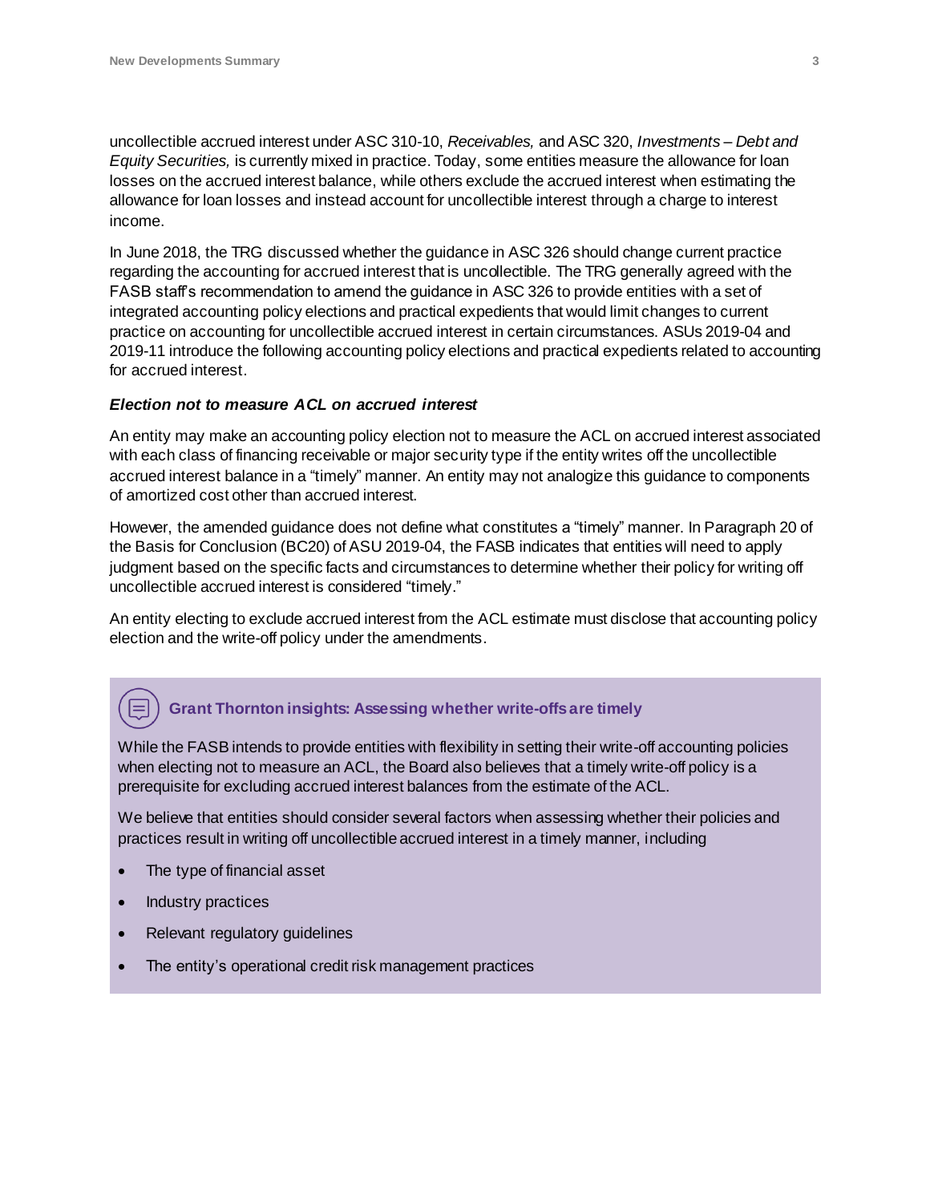uncollectible accrued interest under ASC 310-10, *Receivables,* and ASC 320, *Investments – Debt and Equity Securities,* is currently mixed in practice. Today, some entities measure the allowance for loan losses on the accrued interest balance, while others exclude the accrued interest when estimating the allowance for loan losses and instead account for uncollectible interest through a charge to interest income.

In June 2018, the TRG discussed whether the guidance in ASC 326 should change current practice regarding the accounting for accrued interest that is uncollectible. The TRG generally agreed with the FASB staff's recommendation to amend the guidance in ASC 326 to provide entities with a set of integrated accounting policy elections and practical expedients that would limit changes to current practice on accounting for uncollectible accrued interest in certain circumstances. ASUs 2019-04 and 2019-11 introduce the following accounting policy elections and practical expedients related to accounting for accrued interest.

***Election not to measure ACL on accrued interest***

An entity may make an accounting policy election not to measure the ACL on accrued interest associated with each class of financing receivable or major security type if the entity writes off the uncollectible accrued interest balance in a "timely" manner. An entity may not analogize this guidance to components of amortized cost other than accrued interest.

However, the amended guidance does not define what constitutes a "timely" manner. In Paragraph 20 of the Basis for Conclusion (BC20) of ASU 2019-04, the FASB indicates that entities will need to apply judgment based on the specific facts and circumstances to determine whether their policy for writing off uncollectible accrued interest is considered "timely."

An entity electing to exclude accrued interest from the ACL estimate must disclose that accounting policy election and the write-off policy under the amendments.

**Grant Thornton insights: Assessing whether write-offs are timely**

While the FASB intends to provide entities with flexibility in setting their write-off accounting policies when electing not to measure an ACL, the Board also believes that a timely write-off policy is a prerequisite for excluding accrued interest balances from the estimate of the ACL.

We believe that entities should consider several factors when assessing whether their policies and practices result in writing off uncollectible accrued interest in a timely manner, including

- The type of financial asset
- Industry practices
- Relevant regulatory guidelines
- The entity's operational credit risk management practices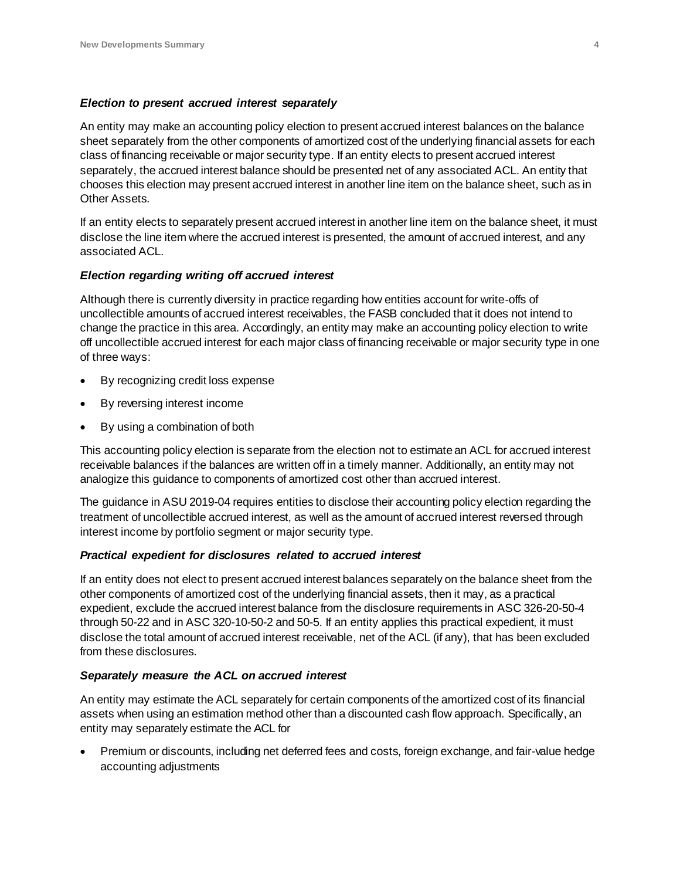### *Election to present accrued interest separately*

An entity may make an accounting policy election to present accrued interest balances on the balance sheet separately from the other components of amortized cost of the underlying financial assets for each class of financing receivable or major security type. If an entity elects to present accrued interest separately, the accrued interest balance should be presented net of any associated ACL. An entity that chooses this election may present accrued interest in another line item on the balance sheet, such as in Other Assets.

If an entity elects to separately present accrued interest in another line item on the balance sheet, it must disclose the line item where the accrued interest is presented, the amount of accrued interest, and any associated ACL.

### *Election regarding writing off accrued interest*

Although there is currently diversity in practice regarding how entities account for write-offs of uncollectible amounts of accrued interest receivables, the FASB concluded that it does not intend to change the practice in this area. Accordingly, an entity may make an accounting policy election to write off uncollectible accrued interest for each major class of financing receivable or major security type in one of three ways:

- By recognizing credit loss expense
- By reversing interest income
- By using a combination of both

This accounting policy election is separate from the election not to estimate an ACL for accrued interest receivable balances if the balances are written off in a timely manner. Additionally, an entity may not analogize this guidance to components of amortized cost other than accrued interest.

The guidance in ASU 2019-04 requires entities to disclose their accounting policy election regarding the treatment of uncollectible accrued interest, as well as the amount of accrued interest reversed through interest income by portfolio segment or major security type.

### *Practical expedient for disclosures related to accrued interest*

If an entity does not elect to present accrued interest balances separately on the balance sheet from the other components of amortized cost of the underlying financial assets, then it may, as a practical expedient, exclude the accrued interest balance from the disclosure requirements in ASC 326-20-50-4 through 50-22 and in ASC 320-10-50-2 and 50-5. If an entity applies this practical expedient, it must disclose the total amount of accrued interest receivable, net of the ACL (if any), that has been excluded from these disclosures.

### *Separately measure the ACL on accrued interest*

An entity may estimate the ACL separately for certain components of the amortized cost of its financial assets when using an estimation method other than a discounted cash flow approach. Specifically, an entity may separately estimate the ACL for

- Premium or discounts, including net deferred fees and costs, foreign exchange, and fair-value hedge accounting adjustments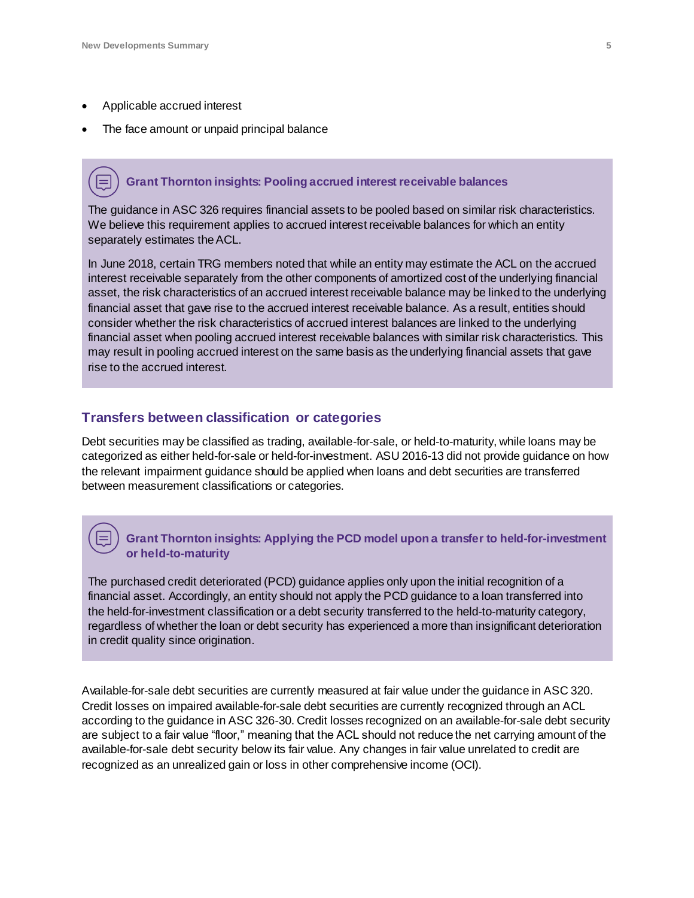- Applicable accrued interest
- The face amount or unpaid principal balance

> **Grant Thornton insights: Pooling accrued interest receivable balances**
>
> The guidance in ASC 326 requires financial assets to be pooled based on similar risk characteristics. We believe this requirement applies to accrued interest receivable balances for which an entity separately estimates the ACL.
>
> In June 2018, certain TRG members noted that while an entity may estimate the ACL on the accrued interest receivable separately from the other components of amortized cost of the underlying financial asset, the risk characteristics of an accrued interest receivable balance may be linked to the underlying financial asset that gave rise to the accrued interest receivable balance. As a result, entities should consider whether the risk characteristics of accrued interest balances are linked to the underlying financial asset when pooling accrued interest receivable balances with similar risk characteristics. This may result in pooling accrued interest on the same basis as the underlying financial assets that gave rise to the accrued interest.

### Transfers between classification or categories

Debt securities may be classified as trading, available-for-sale, or held-to-maturity, while loans may be categorized as either held-for-sale or held-for-investment. ASU 2016-13 did not provide guidance on how the relevant impairment guidance should be applied when loans and debt securities are transferred between measurement classifications or categories.

> **Grant Thornton insights: Applying the PCD model upon a transfer to held-for-investment or held-to-maturity**
>
> The purchased credit deteriorated (PCD) guidance applies only upon the initial recognition of a financial asset. Accordingly, an entity should not apply the PCD guidance to a loan transferred into the held-for-investment classification or a debt security transferred to the held-to-maturity category, regardless of whether the loan or debt security has experienced a more than insignificant deterioration in credit quality since origination.

Available-for-sale debt securities are currently measured at fair value under the guidance in ASC 320. Credit losses on impaired available-for-sale debt securities are currently recognized through an ACL according to the guidance in ASC 326-30. Credit losses recognized on an available-for-sale debt security are subject to a fair value "floor," meaning that the ACL should not reduce the net carrying amount of the available-for-sale debt security below its fair value. Any changes in fair value unrelated to credit are recognized as an unrealized gain or loss in other comprehensive income (OCI).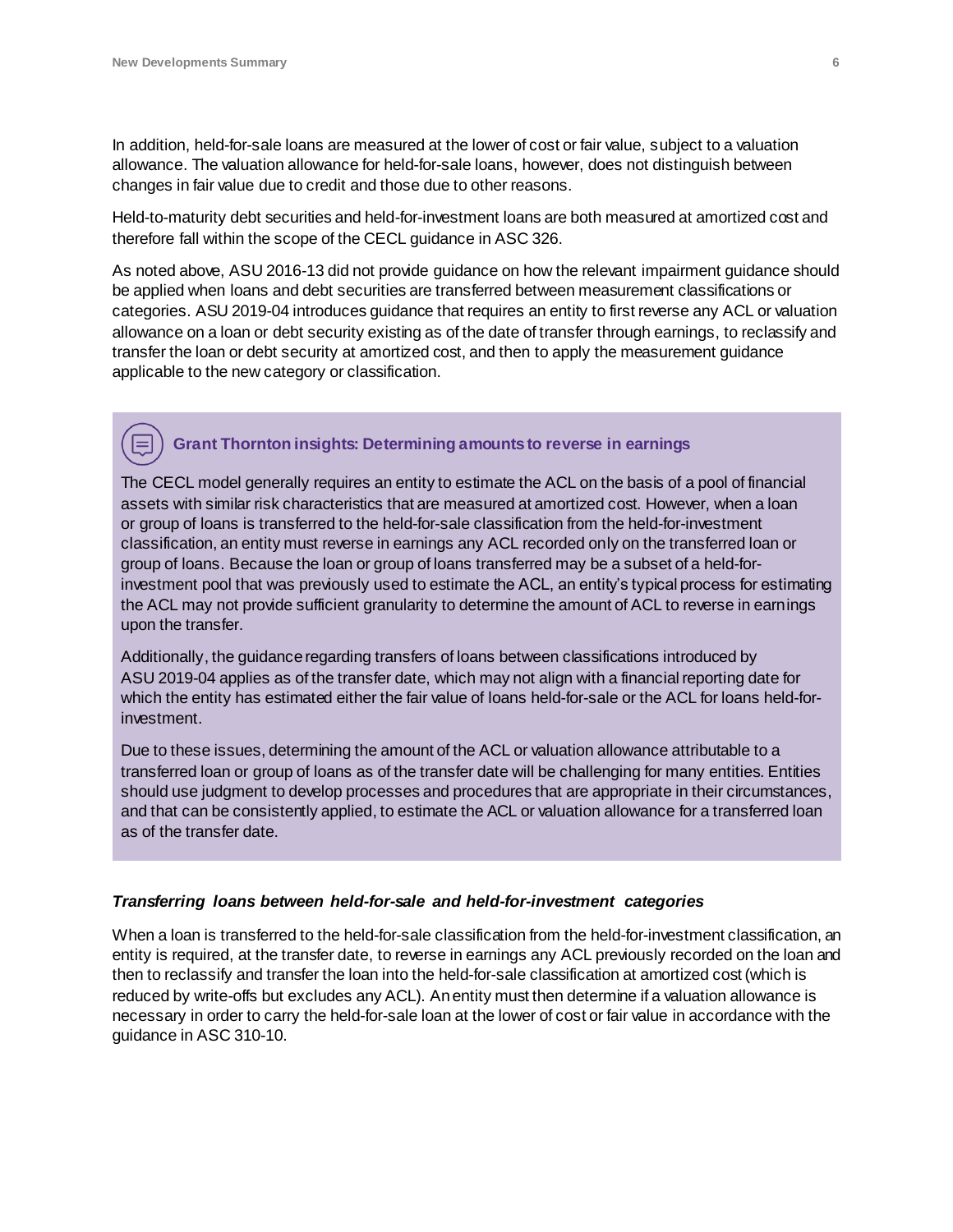In addition, held-for-sale loans are measured at the lower of cost or fair value, subject to a valuation allowance. The valuation allowance for held-for-sale loans, however, does not distinguish between changes in fair value due to credit and those due to other reasons.

Held-to-maturity debt securities and held-for-investment loans are both measured at amortized cost and therefore fall within the scope of the CECL guidance in ASC 326.

As noted above, ASU 2016-13 did not provide guidance on how the relevant impairment guidance should be applied when loans and debt securities are transferred between measurement classifications or categories. ASU 2019-04 introduces guidance that requires an entity to first reverse any ACL or valuation allowance on a loan or debt security existing as of the date of transfer through earnings, to reclassify and transfer the loan or debt security at amortized cost, and then to apply the measurement guidance applicable to the new category or classification.

> **Grant Thornton insights: Determining amounts to reverse in earnings**
>
> The CECL model generally requires an entity to estimate the ACL on the basis of a pool of financial assets with similar risk characteristics that are measured at amortized cost. However, when a loan or group of loans is transferred to the held-for-sale classification from the held-for-investment classification, an entity must reverse in earnings any ACL recorded only on the transferred loan or group of loans. Because the loan or group of loans transferred may be a subset of a held-for-investment pool that was previously used to estimate the ACL, an entity's typical process for estimating the ACL may not provide sufficient granularity to determine the amount of ACL to reverse in earnings upon the transfer.
>
> Additionally, the guidance regarding transfers of loans between classifications introduced by ASU 2019-04 applies as of the transfer date, which may not align with a financial reporting date for which the entity has estimated either the fair value of loans held-for-sale or the ACL for loans held-for-investment.
>
> Due to these issues, determining the amount of the ACL or valuation allowance attributable to a transferred loan or group of loans as of the transfer date will be challenging for many entities. Entities should use judgment to develop processes and procedures that are appropriate in their circumstances, and that can be consistently applied, to estimate the ACL or valuation allowance for a transferred loan as of the transfer date.

***Transferring loans between held-for-sale and held-for-investment categories***

When a loan is transferred to the held-for-sale classification from the held-for-investment classification, an entity is required, at the transfer date, to reverse in earnings any ACL previously recorded on the loan and then to reclassify and transfer the loan into the held-for-sale classification at amortized cost (which is reduced by write-offs but excludes any ACL). An entity must then determine if a valuation allowance is necessary in order to carry the held-for-sale loan at the lower of cost or fair value in accordance with the guidance in ASC 310-10.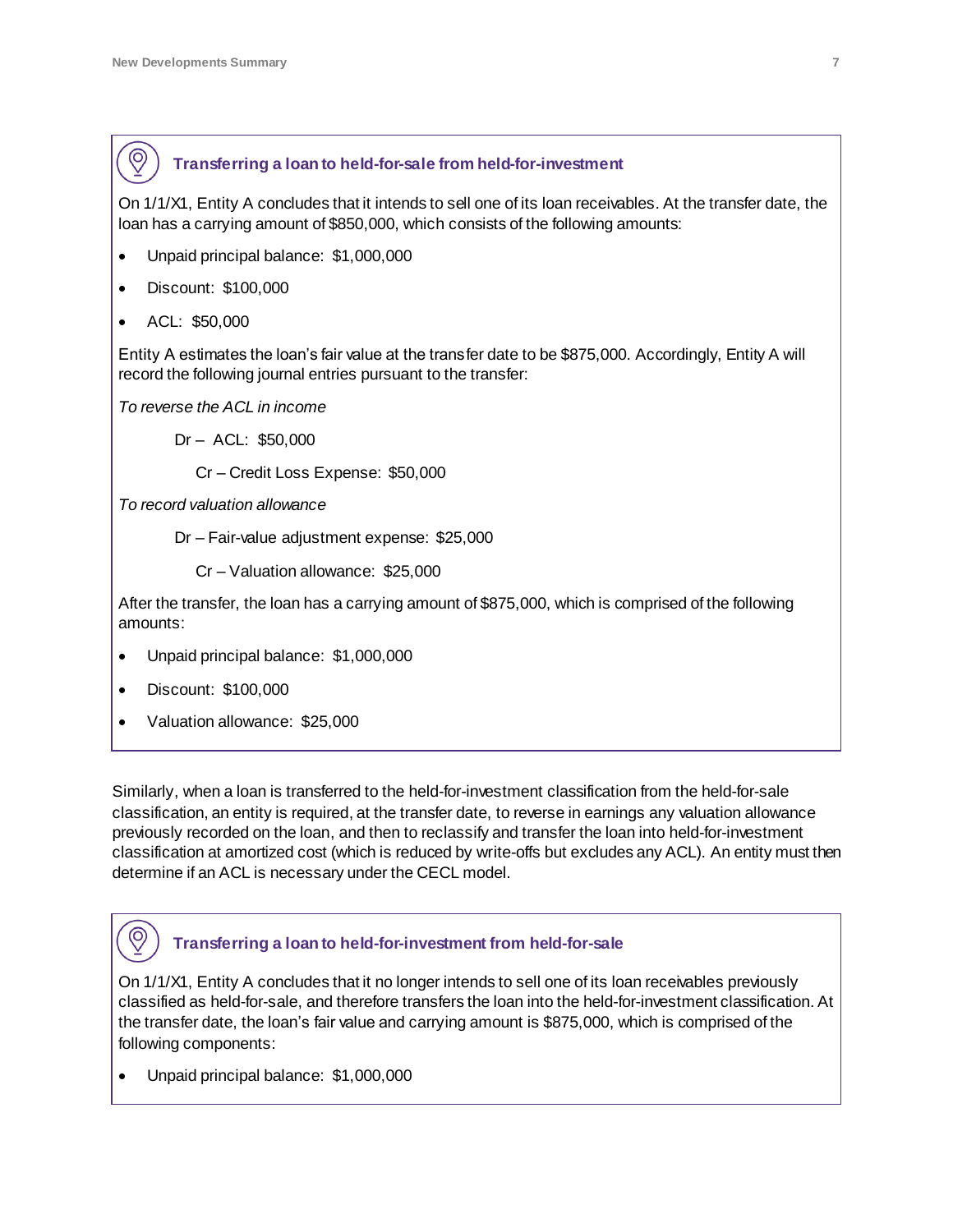### Transferring a loan to held-for-sale from held-for-investment

On 1/1/X1, Entity A concludes that it intends to sell one of its loan receivables. At the transfer date, the loan has a carrying amount of $850,000, which consists of the following amounts:

- Unpaid principal balance: $1,000,000
- Discount: $100,000
- ACL: $50,000

Entity A estimates the loan's fair value at the transfer date to be $875,000. Accordingly, Entity A will record the following journal entries pursuant to the transfer:

*To reverse the ACL in income*

Dr – ACL: $50,000

Cr – Credit Loss Expense: $50,000

*To record valuation allowance*

Dr – Fair-value adjustment expense: $25,000

Cr – Valuation allowance: $25,000

After the transfer, the loan has a carrying amount of $875,000, which is comprised of the following amounts:

- Unpaid principal balance: $1,000,000
- Discount: $100,000
- Valuation allowance: $25,000

Similarly, when a loan is transferred to the held-for-investment classification from the held-for-sale classification, an entity is required, at the transfer date, to reverse in earnings any valuation allowance previously recorded on the loan, and then to reclassify and transfer the loan into held-for-investment classification at amortized cost (which is reduced by write-offs but excludes any ACL). An entity must then determine if an ACL is necessary under the CECL model.

### Transferring a loan to held-for-investment from held-for-sale

On 1/1/X1, Entity A concludes that it no longer intends to sell one of its loan receivables previously classified as held-for-sale, and therefore transfers the loan into the held-for-investment classification. At the transfer date, the loan's fair value and carrying amount is $875,000, which is comprised of the following components:

- Unpaid principal balance: $1,000,000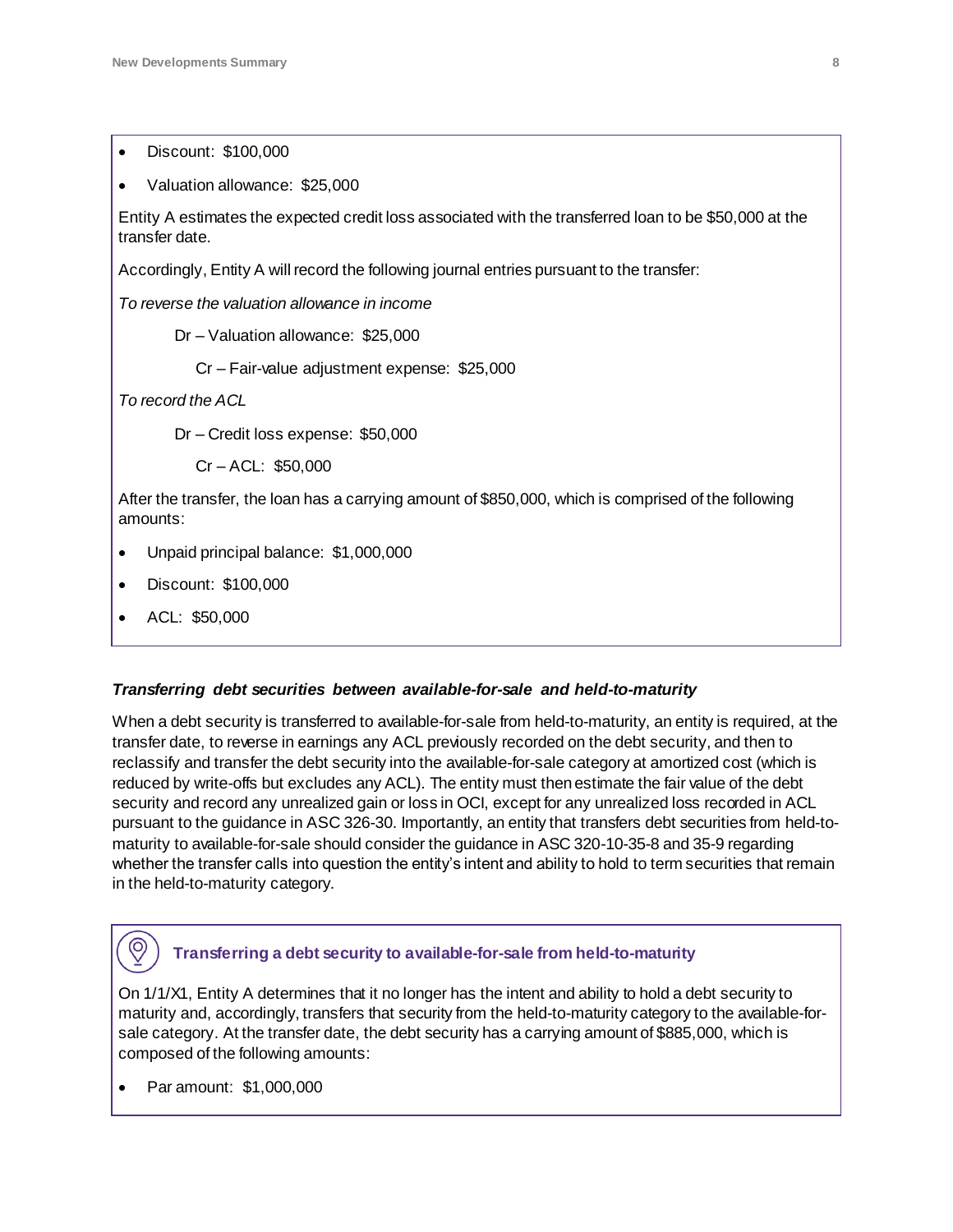- Discount: $100,000
- Valuation allowance: $25,000

Entity A estimates the expected credit loss associated with the transferred loan to be $50,000 at the transfer date.

Accordingly, Entity A will record the following journal entries pursuant to the transfer:

*To reverse the valuation allowance in income*

Dr – Valuation allowance: $25,000

Cr – Fair-value adjustment expense: $25,000

*To record the ACL*

Dr – Credit loss expense: $50,000

Cr – ACL: $50,000

After the transfer, the loan has a carrying amount of $850,000, which is comprised of the following amounts:

- Unpaid principal balance: $1,000,000
- Discount: $100,000
- ACL: $50,000

### *Transferring debt securities between available-for-sale and held-to-maturity*

When a debt security is transferred to available-for-sale from held-to-maturity, an entity is required, at the transfer date, to reverse in earnings any ACL previously recorded on the debt security, and then to reclassify and transfer the debt security into the available-for-sale category at amortized cost (which is reduced by write-offs but excludes any ACL). The entity must then estimate the fair value of the debt security and record any unrealized gain or loss in OCI, except for any unrealized loss recorded in ACL pursuant to the guidance in ASC 326-30. Importantly, an entity that transfers debt securities from held-to-maturity to available-for-sale should consider the guidance in ASC 320-10-35-8 and 35-9 regarding whether the transfer calls into question the entity's intent and ability to hold to term securities that remain in the held-to-maturity category.

#### Transferring a debt security to available-for-sale from held-to-maturity

On 1/1/X1, Entity A determines that it no longer has the intent and ability to hold a debt security to maturity and, accordingly, transfers that security from the held-to-maturity category to the available-for-sale category. At the transfer date, the debt security has a carrying amount of $885,000, which is composed of the following amounts:

- Par amount: $1,000,000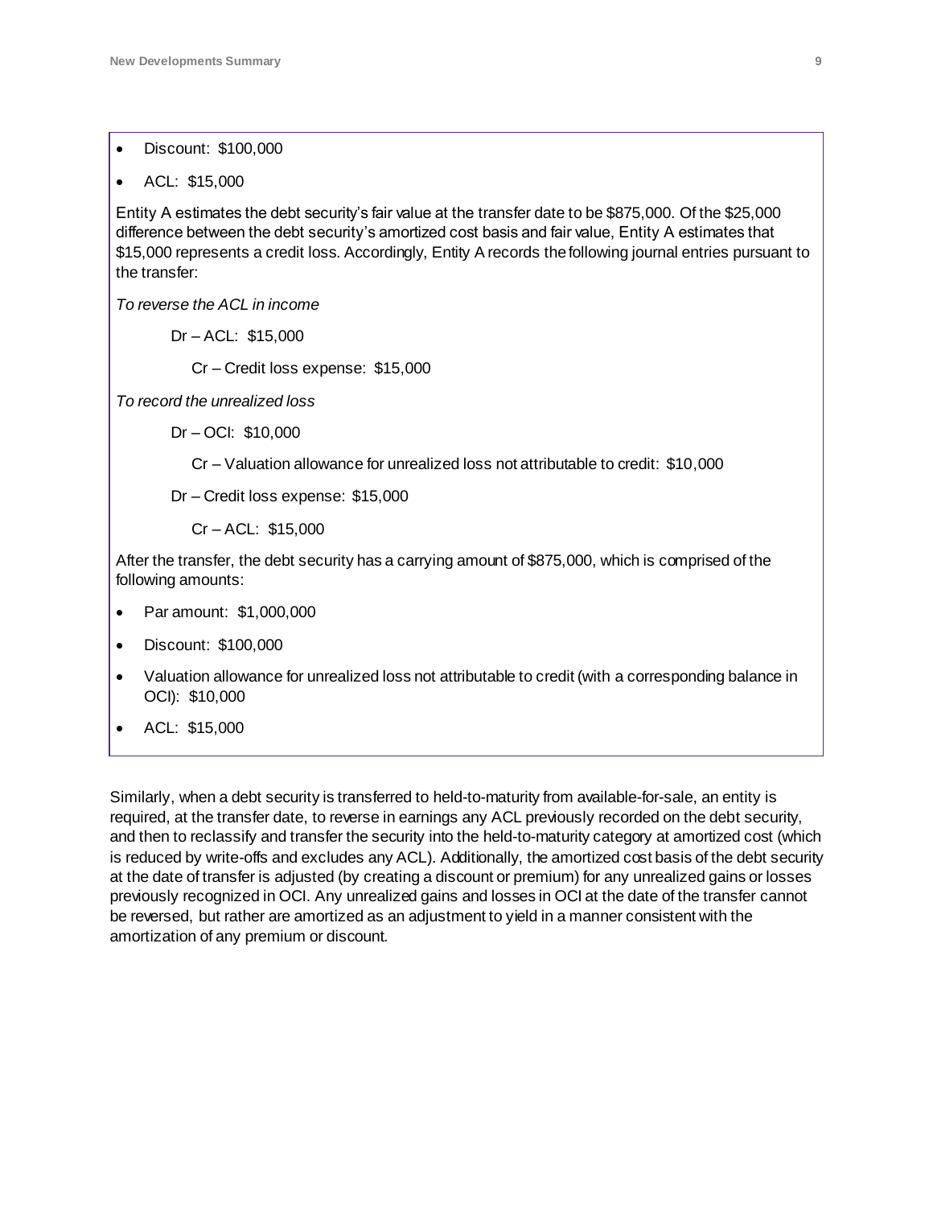- Discount: $100,000
- ACL: $15,000

Entity A estimates the debt security's fair value at the transfer date to be $875,000. Of the $25,000 difference between the debt security's amortized cost basis and fair value, Entity A estimates that $15,000 represents a credit loss. Accordingly, Entity A records the following journal entries pursuant to the transfer:

*To reverse the ACL in income*

Dr – ACL: $15,000

Cr – Credit loss expense: $15,000

*To record the unrealized loss*

Dr – OCI: $10,000

Cr – Valuation allowance for unrealized loss not attributable to credit: $10,000

Dr – Credit loss expense: $15,000

Cr – ACL: $15,000

After the transfer, the debt security has a carrying amount of $875,000, which is comprised of the following amounts:

- Par amount: $1,000,000
- Discount: $100,000
- Valuation allowance for unrealized loss not attributable to credit (with a corresponding balance in OCI): $10,000
- ACL: $15,000

Similarly, when a debt security is transferred to held-to-maturity from available-for-sale, an entity is required, at the transfer date, to reverse in earnings any ACL previously recorded on the debt security, and then to reclassify and transfer the security into the held-to-maturity category at amortized cost (which is reduced by write-offs and excludes any ACL). Additionally, the amortized cost basis of the debt security at the date of transfer is adjusted (by creating a discount or premium) for any unrealized gains or losses previously recognized in OCI. Any unrealized gains and losses in OCI at the date of the transfer cannot be reversed, but rather are amortized as an adjustment to yield in a manner consistent with the amortization of any premium or discount.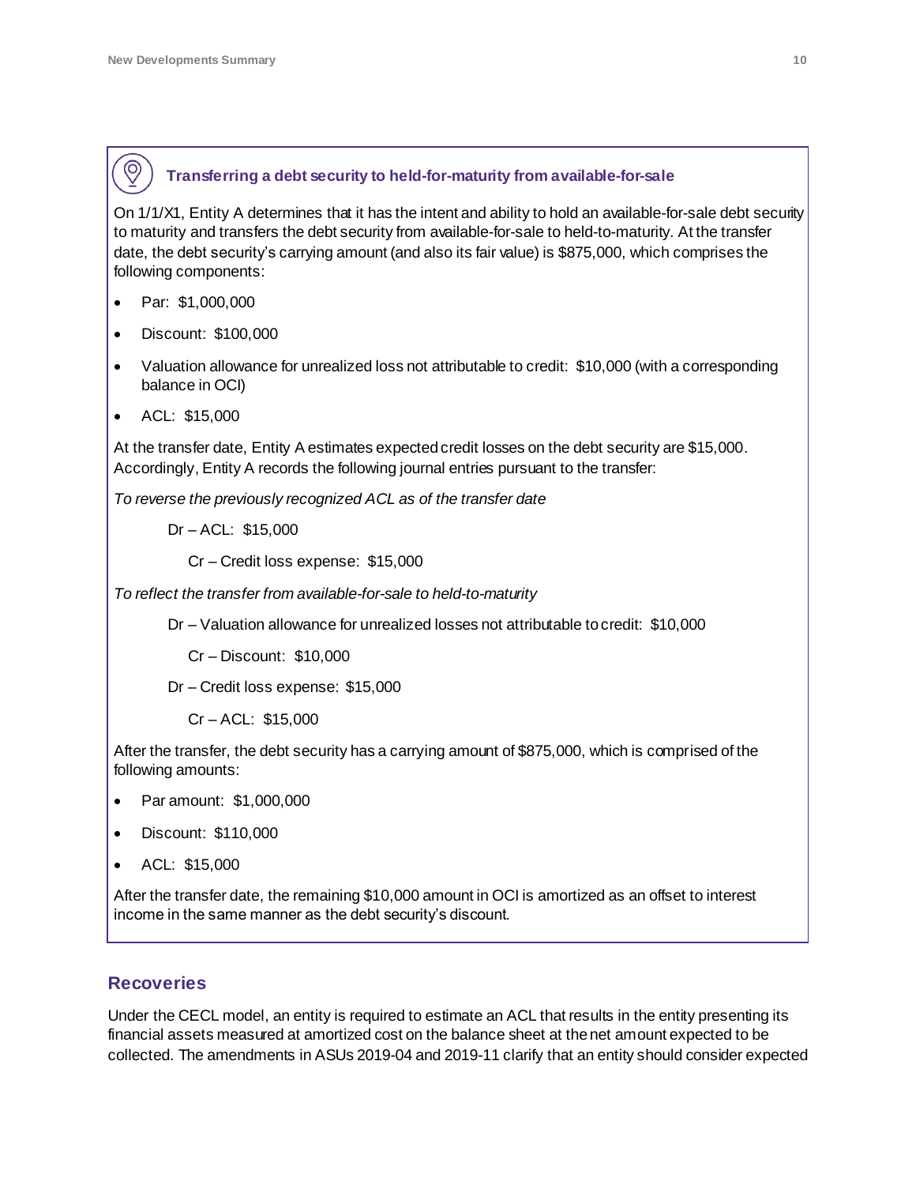### Transferring a debt security to held-for-maturity from available-for-sale

On 1/1/X1, Entity A determines that it has the intent and ability to hold an available-for-sale debt security to maturity and transfers the debt security from available-for-sale to held-to-maturity. At the transfer date, the debt security's carrying amount (and also its fair value) is $875,000, which comprises the following components:

- Par: $1,000,000
- Discount: $100,000
- Valuation allowance for unrealized loss not attributable to credit: $10,000 (with a corresponding balance in OCI)
- ACL: $15,000

At the transfer date, Entity A estimates expected credit losses on the debt security are $15,000. Accordingly, Entity A records the following journal entries pursuant to the transfer:

*To reverse the previously recognized ACL as of the transfer date*

Dr – ACL: $15,000

Cr – Credit loss expense: $15,000

*To reflect the transfer from available-for-sale to held-to-maturity*

Dr – Valuation allowance for unrealized losses not attributable to credit: $10,000

Cr – Discount: $10,000

Dr – Credit loss expense: $15,000

Cr – ACL: $15,000

After the transfer, the debt security has a carrying amount of $875,000, which is comprised of the following amounts:

- Par amount: $1,000,000
- Discount: $110,000
- ACL: $15,000

After the transfer date, the remaining $10,000 amount in OCI is amortized as an offset to interest income in the same manner as the debt security's discount.

## Recoveries

Under the CECL model, an entity is required to estimate an ACL that results in the entity presenting its financial assets measured at amortized cost on the balance sheet at the net amount expected to be collected. The amendments in ASUs 2019-04 and 2019-11 clarify that an entity should consider expected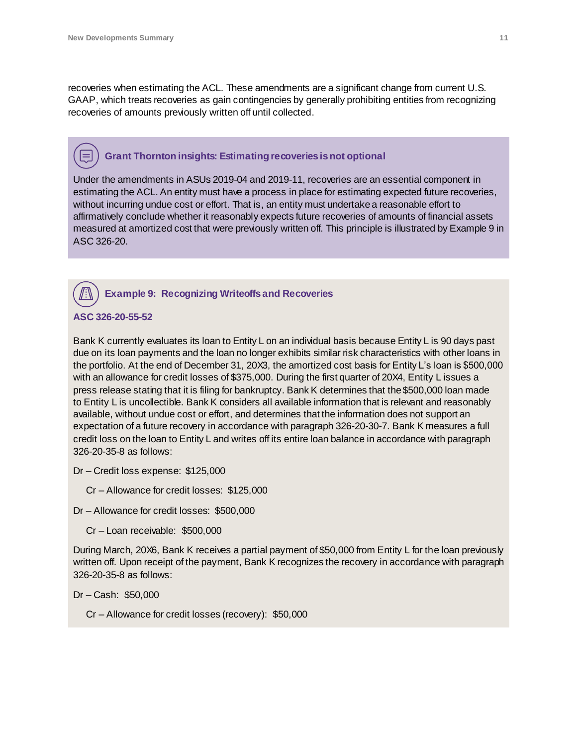recoveries when estimating the ACL. These amendments are a significant change from current U.S. GAAP, which treats recoveries as gain contingencies by generally prohibiting entities from recognizing recoveries of amounts previously written off until collected.

### Grant Thornton insights: Estimating recoveries is not optional

Under the amendments in ASUs 2019-04 and 2019-11, recoveries are an essential component in estimating the ACL. An entity must have a process in place for estimating expected future recoveries, without incurring undue cost or effort. That is, an entity must undertake a reasonable effort to affirmatively conclude whether it reasonably expects future recoveries of amounts of financial assets measured at amortized cost that were previously written off. This principle is illustrated by Example 9 in ASC 326-20.

### Example 9: Recognizing Writeoffs and Recoveries

**ASC 326-20-55-52**

Bank K currently evaluates its loan to Entity L on an individual basis because Entity L is 90 days past due on its loan payments and the loan no longer exhibits similar risk characteristics with other loans in the portfolio. At the end of December 31, 20X3, the amortized cost basis for Entity L's loan is $500,000 with an allowance for credit losses of $375,000. During the first quarter of 20X4, Entity L issues a press release stating that it is filing for bankruptcy. Bank K determines that the $500,000 loan made to Entity L is uncollectible. Bank K considers all available information that is relevant and reasonably available, without undue cost or effort, and determines that the information does not support an expectation of a future recovery in accordance with paragraph 326-20-30-7. Bank K measures a full credit loss on the loan to Entity L and writes off its entire loan balance in accordance with paragraph 326-20-35-8 as follows:

Dr – Credit loss expense: $125,000

  Cr – Allowance for credit losses: $125,000

Dr – Allowance for credit losses: $500,000

  Cr – Loan receivable: $500,000

During March, 20X6, Bank K receives a partial payment of $50,000 from Entity L for the loan previously written off. Upon receipt of the payment, Bank K recognizes the recovery in accordance with paragraph 326-20-35-8 as follows:

Dr – Cash: $50,000

  Cr – Allowance for credit losses (recovery): $50,000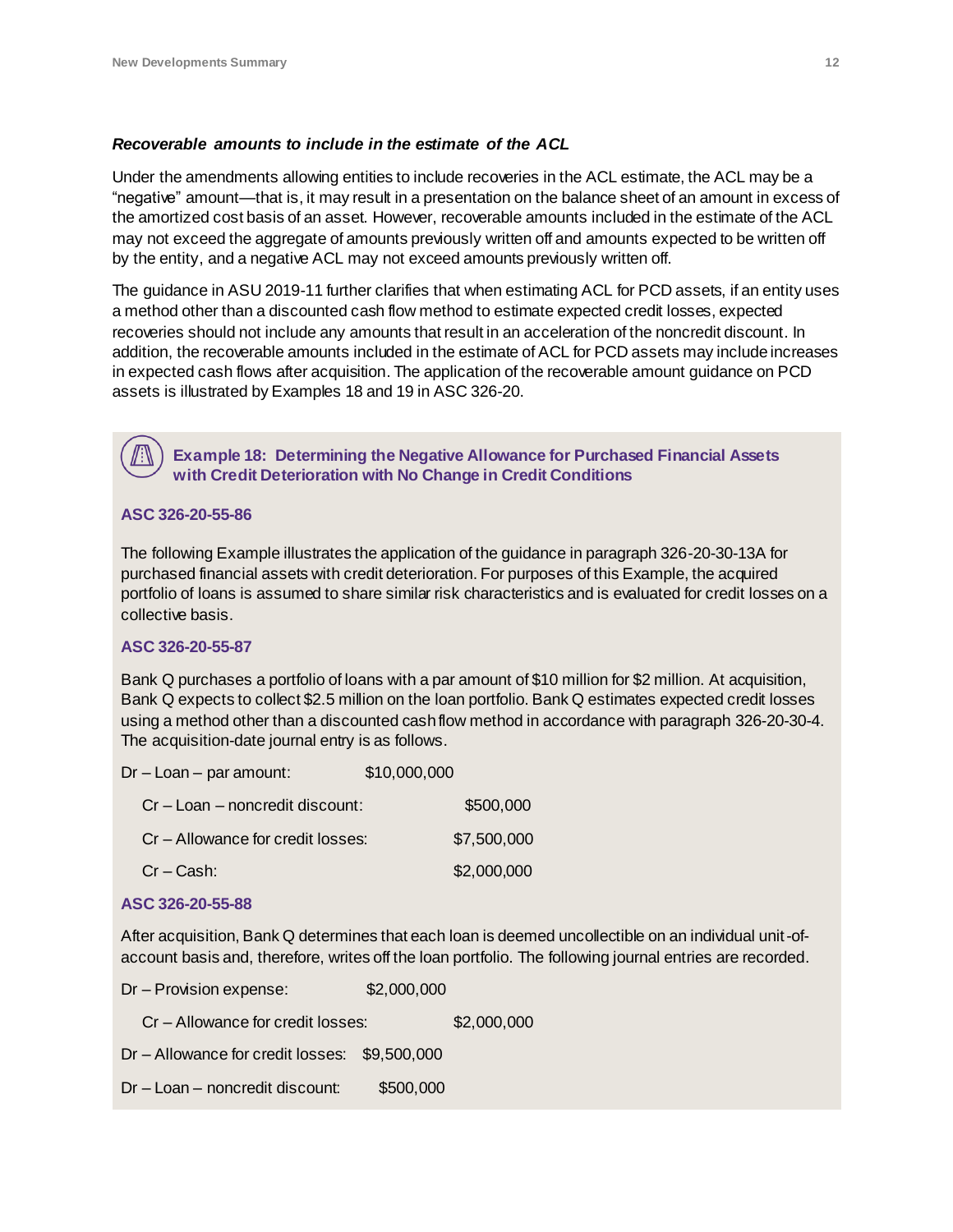***Recoverable amounts to include in the estimate of the ACL***

Under the amendments allowing entities to include recoveries in the ACL estimate, the ACL may be a "negative" amount—that is, it may result in a presentation on the balance sheet of an amount in excess of the amortized cost basis of an asset. However, recoverable amounts included in the estimate of the ACL may not exceed the aggregate of amounts previously written off and amounts expected to be written off by the entity, and a negative ACL may not exceed amounts previously written off.

The guidance in ASU 2019-11 further clarifies that when estimating ACL for PCD assets, if an entity uses a method other than a discounted cash flow method to estimate expected credit losses, expected recoveries should not include any amounts that result in an acceleration of the noncredit discount. In addition, the recoverable amounts included in the estimate of ACL for PCD assets may include increases in expected cash flows after acquisition. The application of the recoverable amount guidance on PCD assets is illustrated by Examples 18 and 19 in ASC 326-20.

### Example 18: Determining the Negative Allowance for Purchased Financial Assets with Credit Deterioration with No Change in Credit Conditions

**ASC 326-20-55-86**

The following Example illustrates the application of the guidance in paragraph 326-20-30-13A for purchased financial assets with credit deterioration. For purposes of this Example, the acquired portfolio of loans is assumed to share similar risk characteristics and is evaluated for credit losses on a collective basis.

**ASC 326-20-55-87**

Bank Q purchases a portfolio of loans with a par amount of $10 million for $2 million. At acquisition, Bank Q expects to collect $2.5 million on the loan portfolio. Bank Q estimates expected credit losses using a method other than a discounted cash flow method in accordance with paragraph 326-20-30-4. The acquisition-date journal entry is as follows.

| | | |
|---|---|---|
| Dr – Loan – par amount: | $10,000,000 | |
| Cr – Loan – noncredit discount: | | $500,000 |
| Cr – Allowance for credit losses: | | $7,500,000 |
| Cr – Cash: | | $2,000,000 |

**ASC 326-20-55-88**

After acquisition, Bank Q determines that each loan is deemed uncollectible on an individual unit-of-account basis and, therefore, writes off the loan portfolio. The following journal entries are recorded.

| | | |
|---|---|---|
| Dr – Provision expense: | $2,000,000 | |
| Cr – Allowance for credit losses: | | $2,000,000 |
| Dr – Allowance for credit losses: | $9,500,000 | |
| Dr – Loan – noncredit discount: | $500,000 | |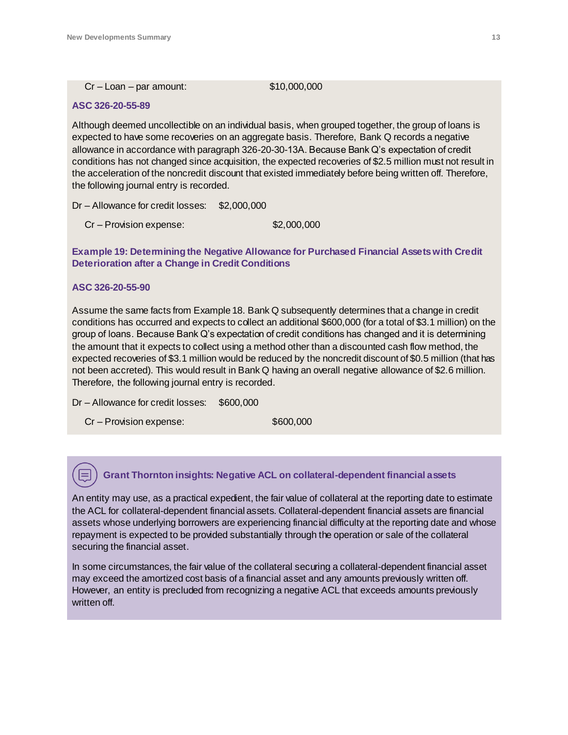Cr – Loan – par amount: $10,000,000

**ASC 326-20-55-89**

Although deemed uncollectible on an individual basis, when grouped together, the group of loans is expected to have some recoveries on an aggregate basis. Therefore, Bank Q records a negative allowance in accordance with paragraph 326-20-30-13A. Because Bank Q's expectation of credit conditions has not changed since acquisition, the expected recoveries of $2.5 million must not result in the acceleration of the noncredit discount that existed immediately before being written off. Therefore, the following journal entry is recorded.

Dr – Allowance for credit losses: $2,000,000

Cr – Provision expense: $2,000,000

**Example 19: Determining the Negative Allowance for Purchased Financial Assets with Credit Deterioration after a Change in Credit Conditions**

**ASC 326-20-55-90**

Assume the same facts from Example 18. Bank Q subsequently determines that a change in credit conditions has occurred and expects to collect an additional $600,000 (for a total of $3.1 million) on the group of loans. Because Bank Q's expectation of credit conditions has changed and it is determining the amount that it expects to collect using a method other than a discounted cash flow method, the expected recoveries of $3.1 million would be reduced by the noncredit discount of $0.5 million (that has not been accreted). This would result in Bank Q having an overall negative allowance of $2.6 million. Therefore, the following journal entry is recorded.

Dr – Allowance for credit losses: $600,000

Cr – Provision expense: $600,000

### Grant Thornton insights: Negative ACL on collateral-dependent financial assets

An entity may use, as a practical expedient, the fair value of collateral at the reporting date to estimate the ACL for collateral-dependent financial assets. Collateral-dependent financial assets are financial assets whose underlying borrowers are experiencing financial difficulty at the reporting date and whose repayment is expected to be provided substantially through the operation or sale of the collateral securing the financial asset.

In some circumstances, the fair value of the collateral securing a collateral-dependent financial asset may exceed the amortized cost basis of a financial asset and any amounts previously written off. However, an entity is precluded from recognizing a negative ACL that exceeds amounts previously written off.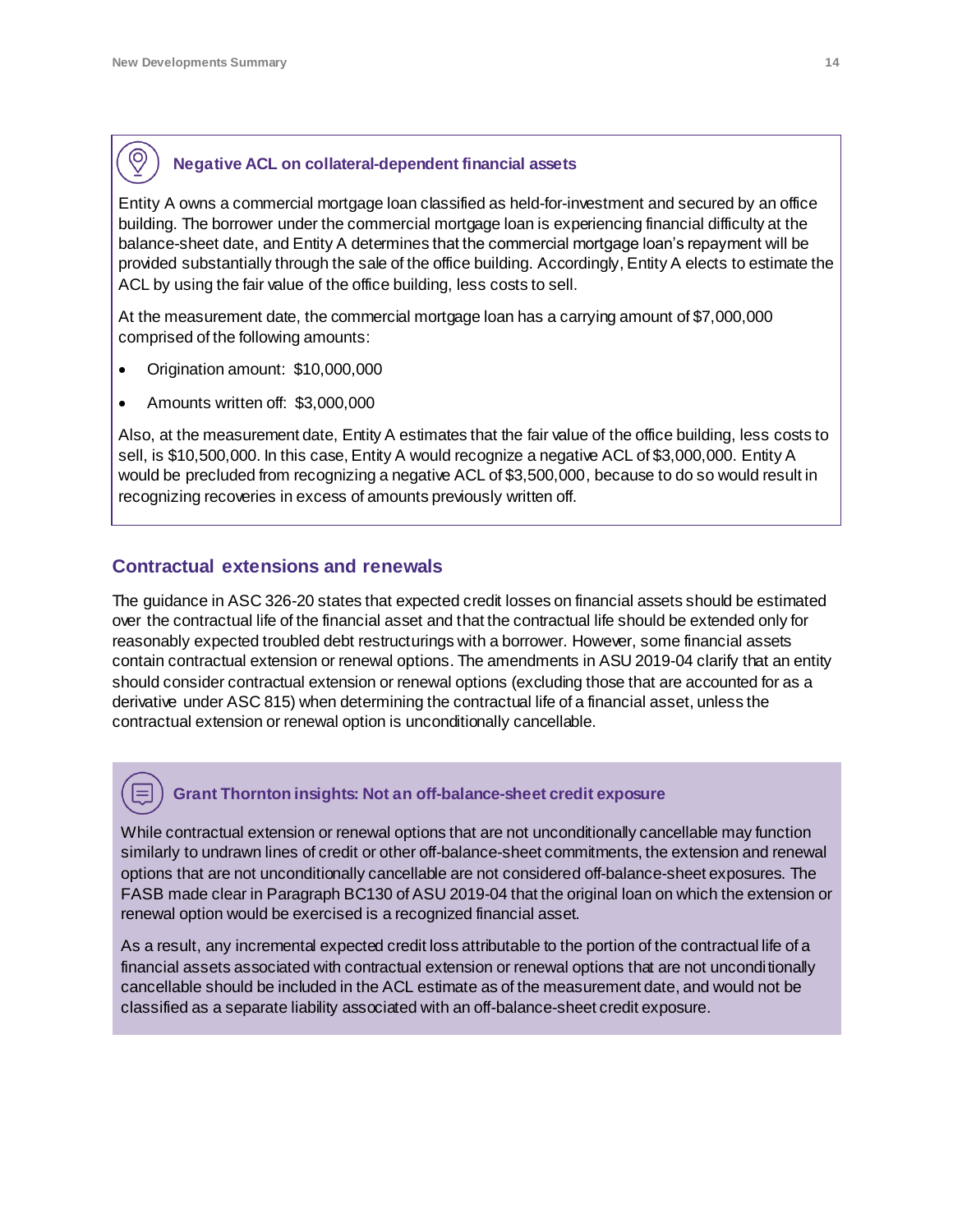### Negative ACL on collateral-dependent financial assets

Entity A owns a commercial mortgage loan classified as held-for-investment and secured by an office building. The borrower under the commercial mortgage loan is experiencing financial difficulty at the balance-sheet date, and Entity A determines that the commercial mortgage loan's repayment will be provided substantially through the sale of the office building. Accordingly, Entity A elects to estimate the ACL by using the fair value of the office building, less costs to sell.

At the measurement date, the commercial mortgage loan has a carrying amount of $7,000,000 comprised of the following amounts:

- Origination amount: $10,000,000
- Amounts written off: $3,000,000

Also, at the measurement date, Entity A estimates that the fair value of the office building, less costs to sell, is $10,500,000. In this case, Entity A would recognize a negative ACL of $3,000,000. Entity A would be precluded from recognizing a negative ACL of $3,500,000, because to do so would result in recognizing recoveries in excess of amounts previously written off.

## Contractual extensions and renewals

The guidance in ASC 326-20 states that expected credit losses on financial assets should be estimated over the contractual life of the financial asset and that the contractual life should be extended only for reasonably expected troubled debt restructurings with a borrower. However, some financial assets contain contractual extension or renewal options. The amendments in ASU 2019-04 clarify that an entity should consider contractual extension or renewal options (excluding those that are accounted for as a derivative under ASC 815) when determining the contractual life of a financial asset, unless the contractual extension or renewal option is unconditionally cancellable.

### Grant Thornton insights: Not an off-balance-sheet credit exposure

While contractual extension or renewal options that are not unconditionally cancellable may function similarly to undrawn lines of credit or other off-balance-sheet commitments, the extension and renewal options that are not unconditionally cancellable are not considered off-balance-sheet exposures. The FASB made clear in Paragraph BC130 of ASU 2019-04 that the original loan on which the extension or renewal option would be exercised is a recognized financial asset.

As a result, any incremental expected credit loss attributable to the portion of the contractual life of a financial assets associated with contractual extension or renewal options that are not unconditionally cancellable should be included in the ACL estimate as of the measurement date, and would not be classified as a separate liability associated with an off-balance-sheet credit exposure.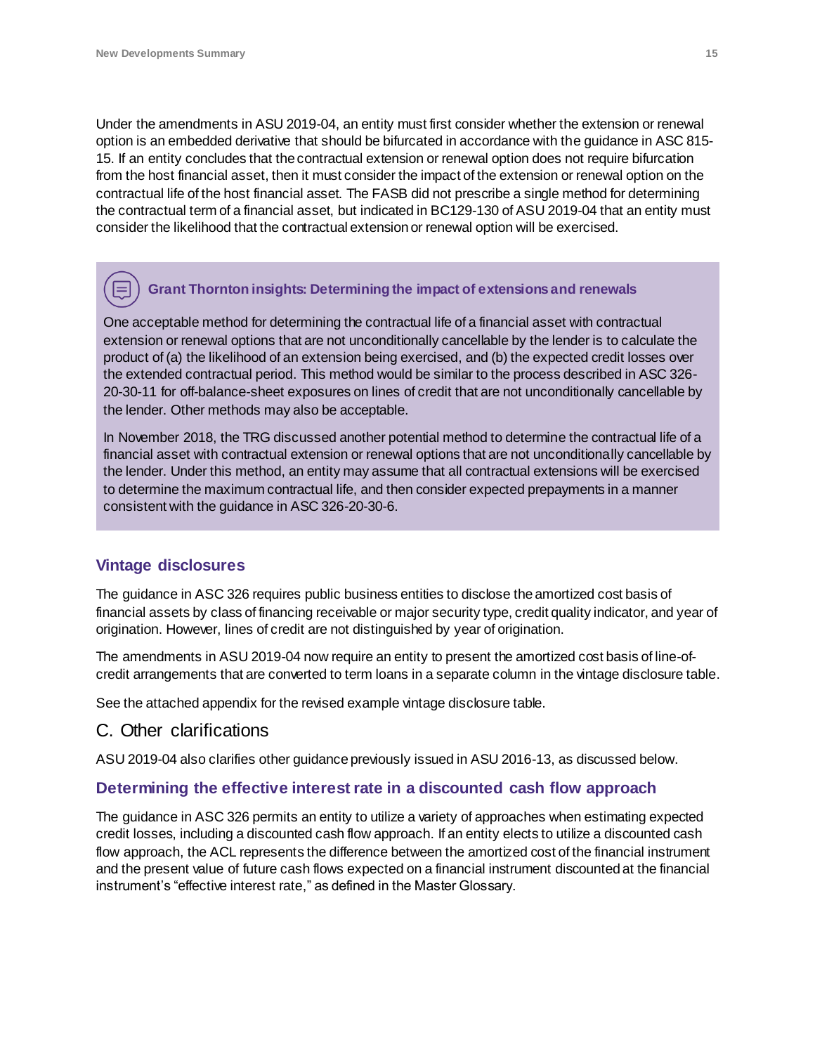Under the amendments in ASU 2019-04, an entity must first consider whether the extension or renewal option is an embedded derivative that should be bifurcated in accordance with the guidance in ASC 815-15. If an entity concludes that the contractual extension or renewal option does not require bifurcation from the host financial asset, then it must consider the impact of the extension or renewal option on the contractual life of the host financial asset. The FASB did not prescribe a single method for determining the contractual term of a financial asset, but indicated in BC129-130 of ASU 2019-04 that an entity must consider the likelihood that the contractual extension or renewal option will be exercised.

> **Grant Thornton insights: Determining the impact of extensions and renewals**
>
> One acceptable method for determining the contractual life of a financial asset with contractual extension or renewal options that are not unconditionally cancellable by the lender is to calculate the product of (a) the likelihood of an extension being exercised, and (b) the expected credit losses over the extended contractual period. This method would be similar to the process described in ASC 326-20-30-11 for off-balance-sheet exposures on lines of credit that are not unconditionally cancellable by the lender. Other methods may also be acceptable.
>
> In November 2018, the TRG discussed another potential method to determine the contractual life of a financial asset with contractual extension or renewal options that are not unconditionally cancellable by the lender. Under this method, an entity may assume that all contractual extensions will be exercised to determine the maximum contractual life, and then consider expected prepayments in a manner consistent with the guidance in ASC 326-20-30-6.

### Vintage disclosures

The guidance in ASC 326 requires public business entities to disclose the amortized cost basis of financial assets by class of financing receivable or major security type, credit quality indicator, and year of origination. However, lines of credit are not distinguished by year of origination.

The amendments in ASU 2019-04 now require an entity to present the amortized cost basis of line-of-credit arrangements that are converted to term loans in a separate column in the vintage disclosure table.

See the attached appendix for the revised example vintage disclosure table.

## C. Other clarifications

ASU 2019-04 also clarifies other guidance previously issued in ASU 2016-13, as discussed below.

### Determining the effective interest rate in a discounted cash flow approach

The guidance in ASC 326 permits an entity to utilize a variety of approaches when estimating expected credit losses, including a discounted cash flow approach. If an entity elects to utilize a discounted cash flow approach, the ACL represents the difference between the amortized cost of the financial instrument and the present value of future cash flows expected on a financial instrument discounted at the financial instrument's "effective interest rate," as defined in the Master Glossary.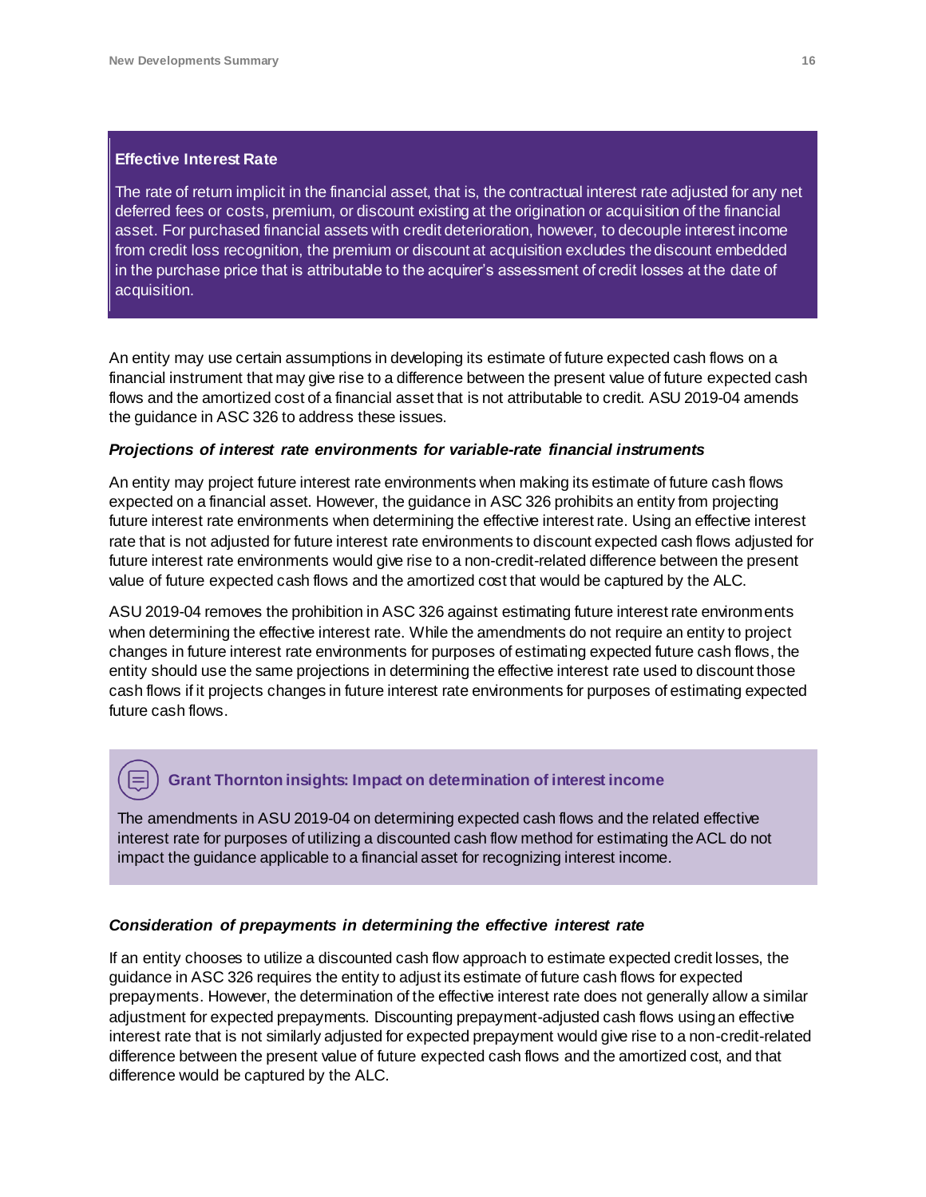**Effective Interest Rate**

The rate of return implicit in the financial asset, that is, the contractual interest rate adjusted for any net deferred fees or costs, premium, or discount existing at the origination or acquisition of the financial asset. For purchased financial assets with credit deterioration, however, to decouple interest income from credit loss recognition, the premium or discount at acquisition excludes the discount embedded in the purchase price that is attributable to the acquirer's assessment of credit losses at the date of acquisition.

An entity may use certain assumptions in developing its estimate of future expected cash flows on a financial instrument that may give rise to a difference between the present value of future expected cash flows and the amortized cost of a financial asset that is not attributable to credit. ASU 2019-04 amends the guidance in ASC 326 to address these issues.

***Projections of interest rate environments for variable-rate financial instruments***

An entity may project future interest rate environments when making its estimate of future cash flows expected on a financial asset. However, the guidance in ASC 326 prohibits an entity from projecting future interest rate environments when determining the effective interest rate. Using an effective interest rate that is not adjusted for future interest rate environments to discount expected cash flows adjusted for future interest rate environments would give rise to a non-credit-related difference between the present value of future expected cash flows and the amortized cost that would be captured by the ALC.

ASU 2019-04 removes the prohibition in ASC 326 against estimating future interest rate environments when determining the effective interest rate. While the amendments do not require an entity to project changes in future interest rate environments for purposes of estimating expected future cash flows, the entity should use the same projections in determining the effective interest rate used to discount those cash flows if it projects changes in future interest rate environments for purposes of estimating expected future cash flows.

**Grant Thornton insights: Impact on determination of interest income**

The amendments in ASU 2019-04 on determining expected cash flows and the related effective interest rate for purposes of utilizing a discounted cash flow method for estimating the ACL do not impact the guidance applicable to a financial asset for recognizing interest income.

***Consideration of prepayments in determining the effective interest rate***

If an entity chooses to utilize a discounted cash flow approach to estimate expected credit losses, the guidance in ASC 326 requires the entity to adjust its estimate of future cash flows for expected prepayments. However, the determination of the effective interest rate does not generally allow a similar adjustment for expected prepayments. Discounting prepayment-adjusted cash flows using an effective interest rate that is not similarly adjusted for expected prepayment would give rise to a non-credit-related difference between the present value of future expected cash flows and the amortized cost, and that difference would be captured by the ALC.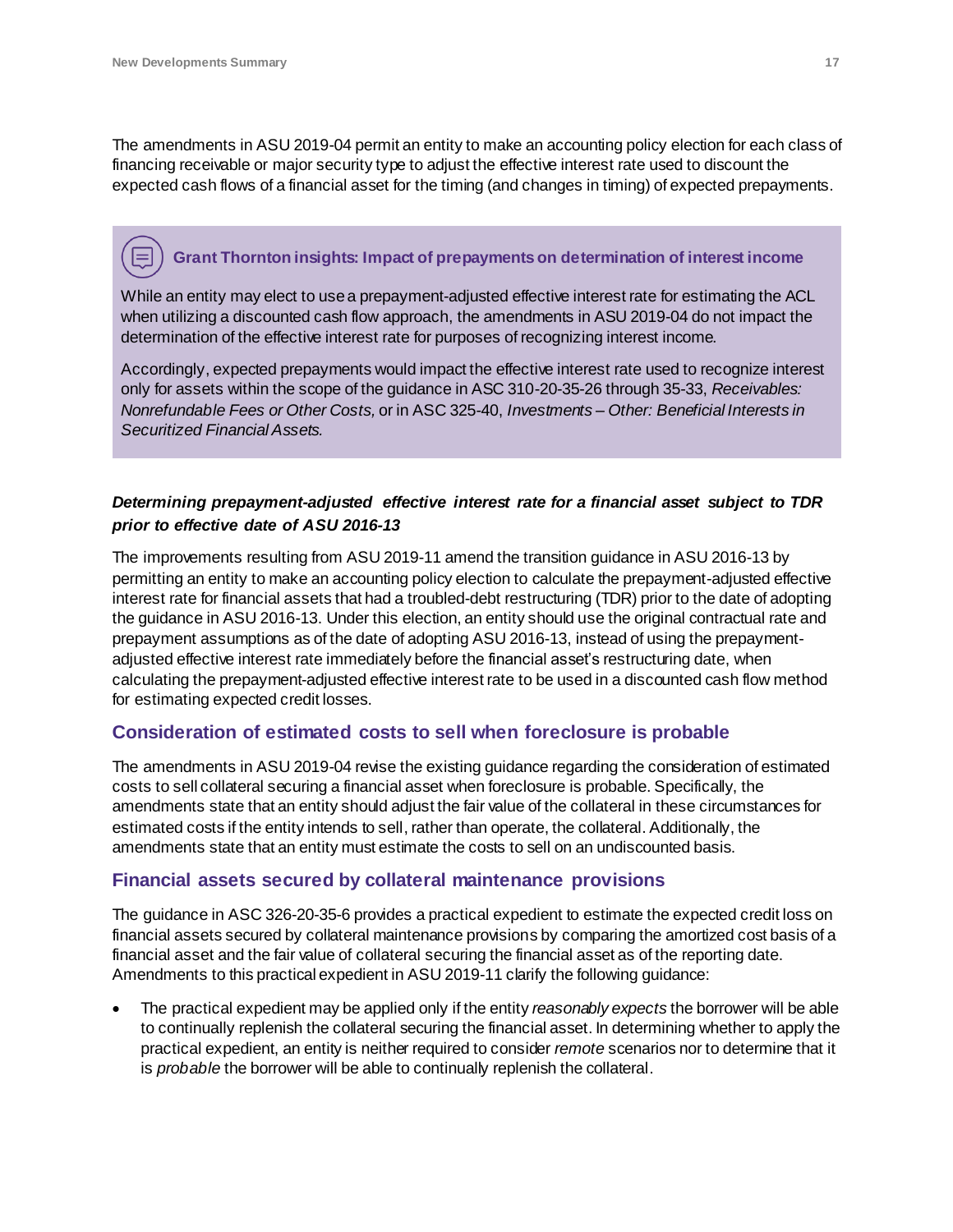The amendments in ASU 2019-04 permit an entity to make an accounting policy election for each class of financing receivable or major security type to adjust the effective interest rate used to discount the expected cash flows of a financial asset for the timing (and changes in timing) of expected prepayments.

> **Grant Thornton insights: Impact of prepayments on determination of interest income**
>
> While an entity may elect to use a prepayment-adjusted effective interest rate for estimating the ACL when utilizing a discounted cash flow approach, the amendments in ASU 2019-04 do not impact the determination of the effective interest rate for purposes of recognizing interest income.
>
> Accordingly, expected prepayments would impact the effective interest rate used to recognize interest only for assets within the scope of the guidance in ASC 310-20-35-26 through 35-33, *Receivables: Nonrefundable Fees or Other Costs,* or in ASC 325-40, *Investments – Other: Beneficial Interests in Securitized Financial Assets.*

***Determining prepayment-adjusted effective interest rate for a financial asset subject to TDR prior to effective date of ASU 2016-13***

The improvements resulting from ASU 2019-11 amend the transition guidance in ASU 2016-13 by permitting an entity to make an accounting policy election to calculate the prepayment-adjusted effective interest rate for financial assets that had a troubled-debt restructuring (TDR) prior to the date of adopting the guidance in ASU 2016-13. Under this election, an entity should use the original contractual rate and prepayment assumptions as of the date of adopting ASU 2016-13, instead of using the prepayment-adjusted effective interest rate immediately before the financial asset's restructuring date, when calculating the prepayment-adjusted effective interest rate to be used in a discounted cash flow method for estimating expected credit losses.

### Consideration of estimated costs to sell when foreclosure is probable

The amendments in ASU 2019-04 revise the existing guidance regarding the consideration of estimated costs to sell collateral securing a financial asset when foreclosure is probable. Specifically, the amendments state that an entity should adjust the fair value of the collateral in these circumstances for estimated costs if the entity intends to sell, rather than operate, the collateral. Additionally, the amendments state that an entity must estimate the costs to sell on an undiscounted basis.

### Financial assets secured by collateral maintenance provisions

The guidance in ASC 326-20-35-6 provides a practical expedient to estimate the expected credit loss on financial assets secured by collateral maintenance provisions by comparing the amortized cost basis of a financial asset and the fair value of collateral securing the financial asset as of the reporting date. Amendments to this practical expedient in ASU 2019-11 clarify the following guidance:

- The practical expedient may be applied only if the entity *reasonably expects* the borrower will be able to continually replenish the collateral securing the financial asset. In determining whether to apply the practical expedient, an entity is neither required to consider *remote* scenarios nor to determine that it is *probable* the borrower will be able to continually replenish the collateral.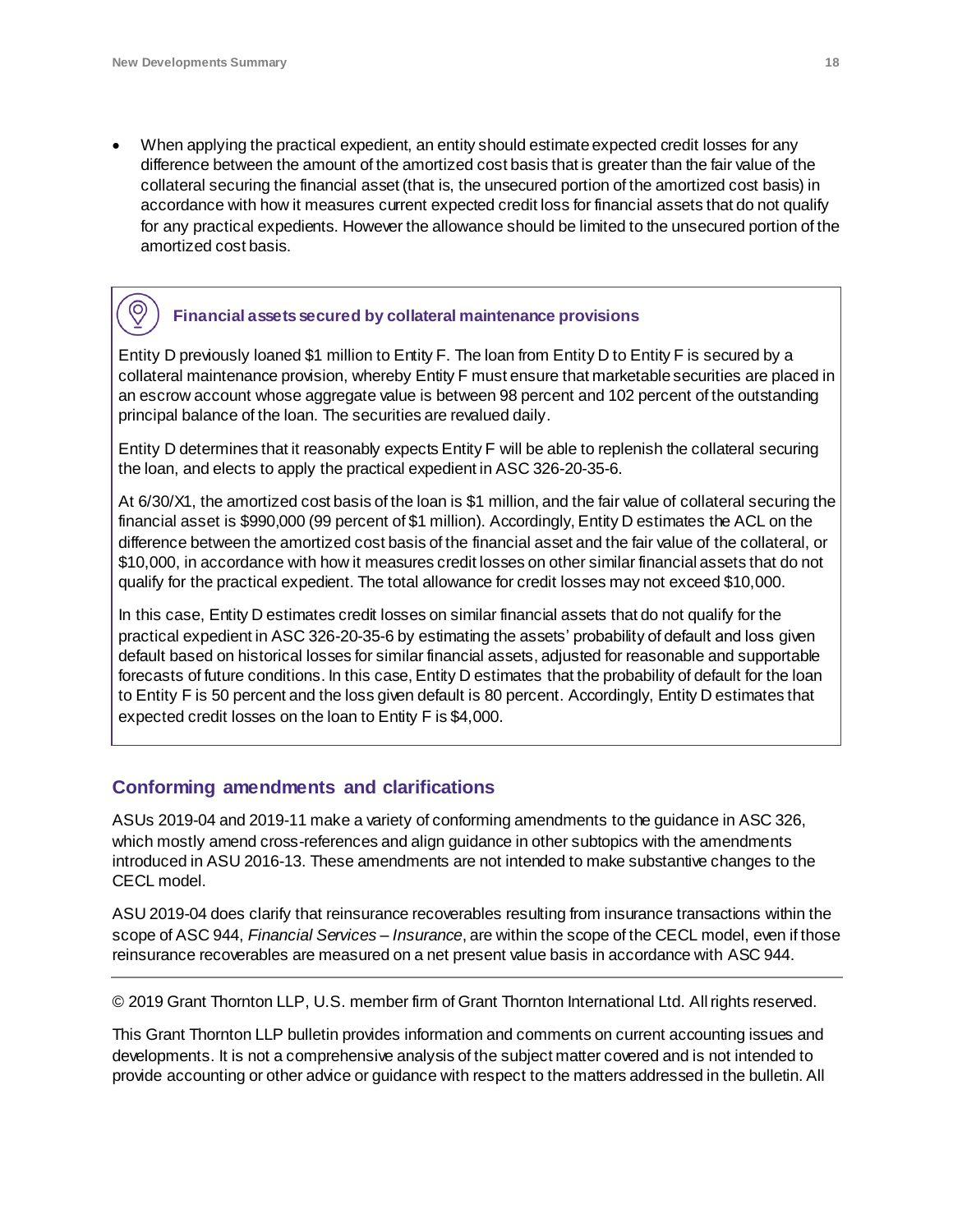- When applying the practical expedient, an entity should estimate expected credit losses for any difference between the amount of the amortized cost basis that is greater than the fair value of the collateral securing the financial asset (that is, the unsecured portion of the amortized cost basis) in accordance with how it measures current expected credit loss for financial assets that do not qualify for any practical expedients. However the allowance should be limited to the unsecured portion of the amortized cost basis.

> **Financial assets secured by collateral maintenance provisions**
>
> Entity D previously loaned $1 million to Entity F. The loan from Entity D to Entity F is secured by a collateral maintenance provision, whereby Entity F must ensure that marketable securities are placed in an escrow account whose aggregate value is between 98 percent and 102 percent of the outstanding principal balance of the loan. The securities are revalued daily.
>
> Entity D determines that it reasonably expects Entity F will be able to replenish the collateral securing the loan, and elects to apply the practical expedient in ASC 326-20-35-6.
>
> At 6/30/X1, the amortized cost basis of the loan is $1 million, and the fair value of collateral securing the financial asset is $990,000 (99 percent of $1 million). Accordingly, Entity D estimates the ACL on the difference between the amortized cost basis of the financial asset and the fair value of the collateral, or $10,000, in accordance with how it measures credit losses on other similar financial assets that do not qualify for the practical expedient. The total allowance for credit losses may not exceed $10,000.
>
> In this case, Entity D estimates credit losses on similar financial assets that do not qualify for the practical expedient in ASC 326-20-35-6 by estimating the assets' probability of default and loss given default based on historical losses for similar financial assets, adjusted for reasonable and supportable forecasts of future conditions. In this case, Entity D estimates that the probability of default for the loan to Entity F is 50 percent and the loss given default is 80 percent. Accordingly, Entity D estimates that expected credit losses on the loan to Entity F is $4,000.

## Conforming amendments and clarifications

ASUs 2019-04 and 2019-11 make a variety of conforming amendments to the guidance in ASC 326, which mostly amend cross-references and align guidance in other subtopics with the amendments introduced in ASU 2016-13. These amendments are not intended to make substantive changes to the CECL model.

ASU 2019-04 does clarify that reinsurance recoverables resulting from insurance transactions within the scope of ASC 944, *Financial Services – Insurance*, are within the scope of the CECL model, even if those reinsurance recoverables are measured on a net present value basis in accordance with ASC 944.

---

© 2019 Grant Thornton LLP, U.S. member firm of Grant Thornton International Ltd. All rights reserved.

This Grant Thornton LLP bulletin provides information and comments on current accounting issues and developments. It is not a comprehensive analysis of the subject matter covered and is not intended to provide accounting or other advice or guidance with respect to the matters addressed in the bulletin. All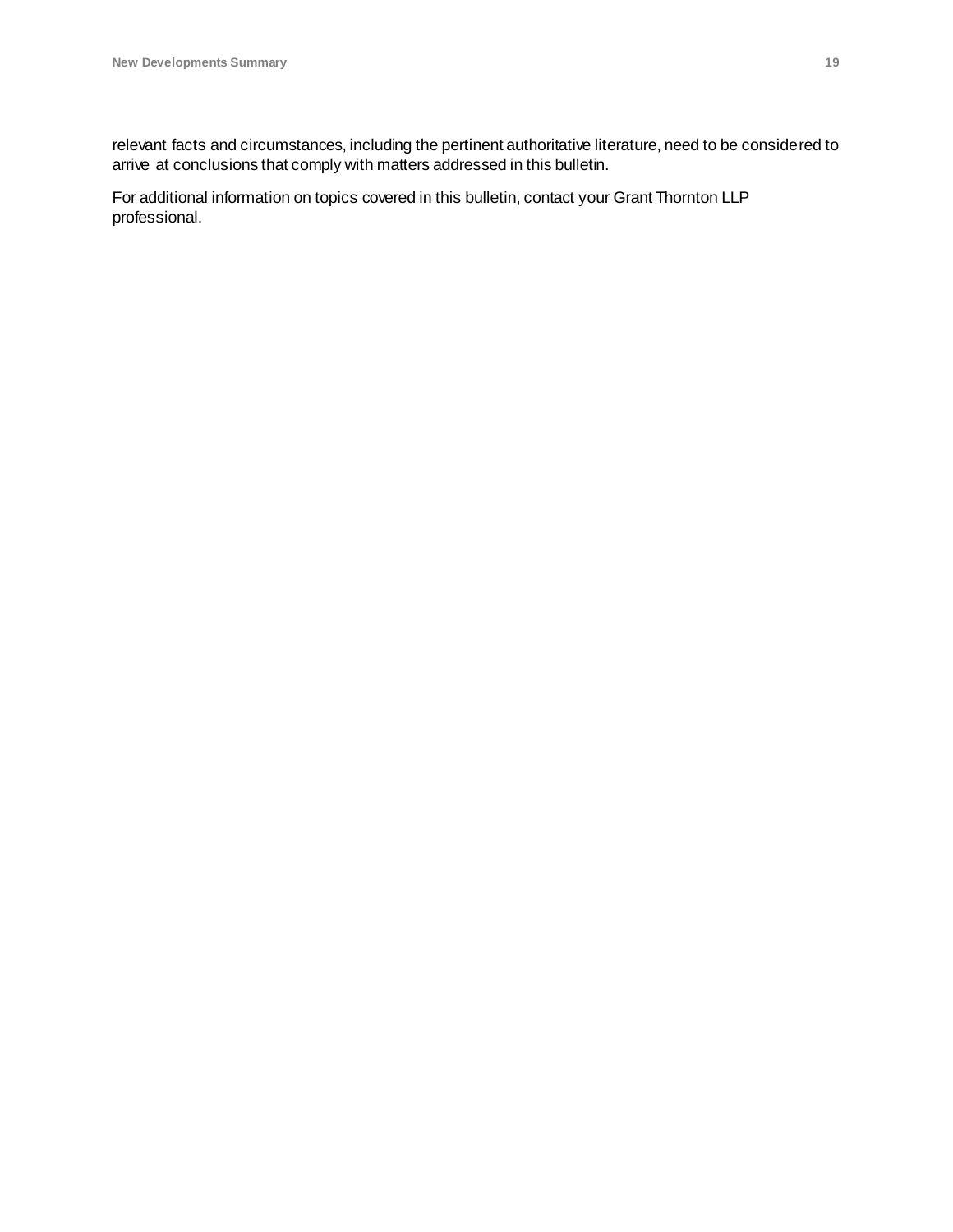relevant facts and circumstances, including the pertinent authoritative literature, need to be considered to arrive at conclusions that comply with matters addressed in this bulletin.

For additional information on topics covered in this bulletin, contact your Grant Thornton LLP professional.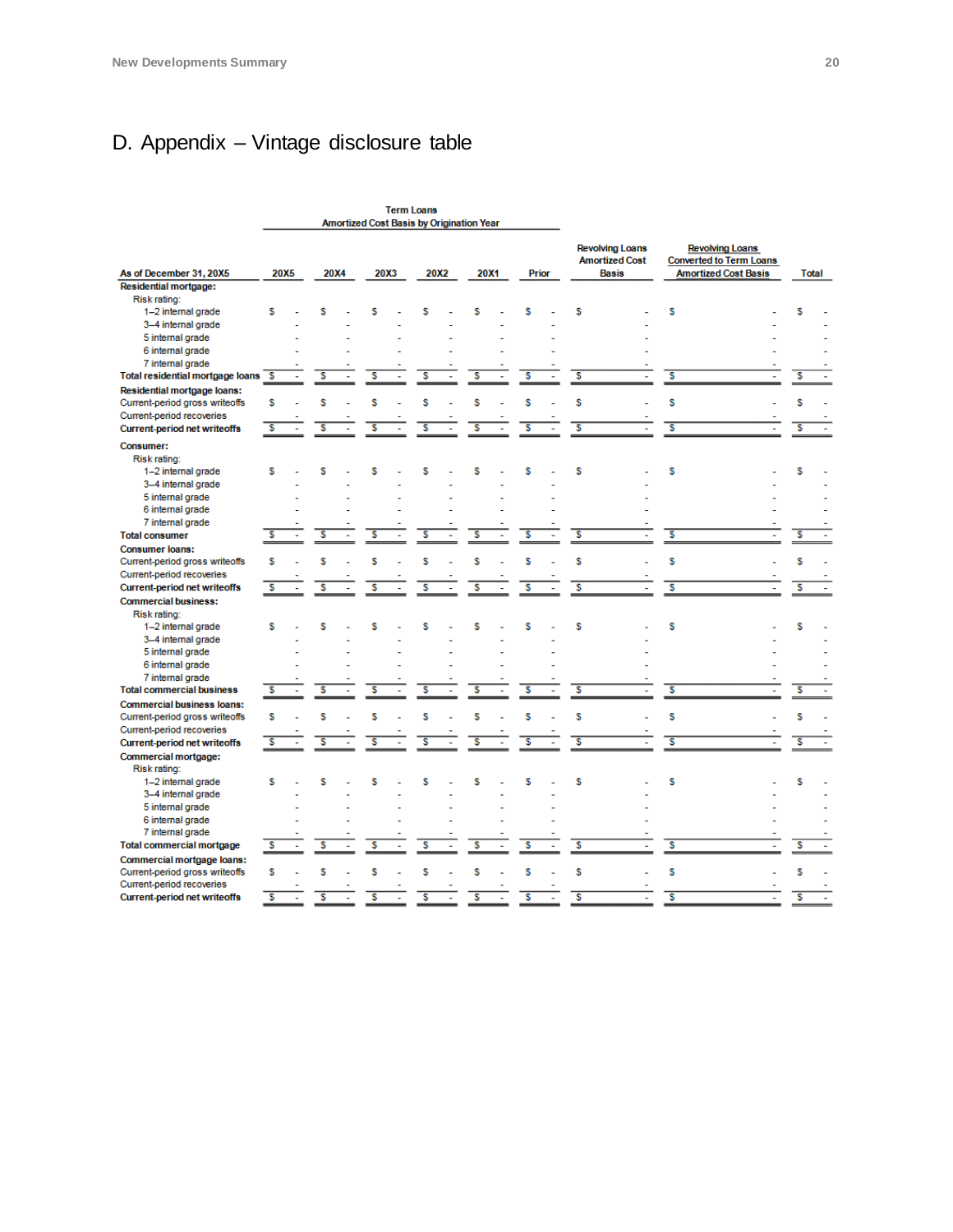## D. Appendix – Vintage disclosure table

| As of December 31, 20X5 | Term Loans Amortized Cost Basis by Origination Year 20X5 | 20X4 | 20X3 | 20X2 | 20X1 | Prior | Revolving Loans Amortized Cost Basis | Revolving Loans Converted to Term Loans Amortized Cost Basis | Total |
|---|---|---|---|---|---|---|---|---|---|
| **Residential mortgage:** | | | | | | | | | |
| Risk rating: | | | | | | | | | |
| 1–2 internal grade | $ - | $ - | $ - | $ - | $ - | $ - | $ - | $ - | $ - |
| 3–4 internal grade | - | - | - | - | - | - | - | - | - |
| 5 internal grade | - | - | - | - | - | - | - | - | - |
| 6 internal grade | - | - | - | - | - | - | - | - | - |
| 7 internal grade | - | - | - | - | - | - | - | - | - |
| **Total residential mortgage loans** | $ - | $ - | $ - | $ - | $ - | $ - | $ - | $ - | $ - |
| **Residential mortgage loans:** | | | | | | | | | |
| Current-period gross writeoffs | $ - | $ - | $ - | $ - | $ - | $ - | $ - | $ - | $ - |
| Current-period recoveries | - | - | - | - | - | - | - | - | - |
| **Current-period net writeoffs** | $ - | $ - | $ - | $ - | $ - | $ - | $ - | $ - | $ - |
| **Consumer:** | | | | | | | | | |
| Risk rating: | | | | | | | | | |
| 1–2 internal grade | $ - | $ - | $ - | $ - | $ - | $ - | $ - | $ - | $ - |
| 3–4 internal grade | - | - | - | - | - | - | - | - | - |
| 5 internal grade | - | - | - | - | - | - | - | - | - |
| 6 internal grade | - | - | - | - | - | - | - | - | - |
| 7 internal grade | - | - | - | - | - | - | - | - | - |
| **Total consumer** | $ - | $ - | $ - | $ - | $ - | $ - | $ - | $ - | $ - |
| **Consumer loans:** | | | | | | | | | |
| Current-period gross writeoffs | $ - | $ - | $ - | $ - | $ - | $ - | $ - | $ - | $ - |
| Current-period recoveries | - | - | - | - | - | - | - | - | - |
| **Current-period net writeoffs** | $ - | $ - | $ - | $ - | $ - | $ - | $ - | $ - | $ - |
| **Commercial business:** | | | | | | | | | |
| Risk rating: | | | | | | | | | |
| 1–2 internal grade | $ - | $ - | $ - | $ - | $ - | $ - | $ - | $ - | $ - |
| 3–4 internal grade | - | - | - | - | - | - | - | - | - |
| 5 internal grade | - | - | - | - | - | - | - | - | - |
| 6 internal grade | - | - | - | - | - | - | - | - | - |
| 7 internal grade | - | - | - | - | - | - | - | - | - |
| **Total commercial business** | $ - | $ - | $ - | $ - | $ - | $ - | $ - | $ - | $ - |
| **Commercial business loans:** | | | | | | | | | |
| Current-period gross writeoffs | $ - | $ - | $ - | $ - | $ - | $ - | $ - | $ - | $ - |
| Current-period recoveries | - | - | - | - | - | - | - | - | - |
| **Current-period net writeoffs** | $ - | $ - | $ - | $ - | $ - | $ - | $ - | $ - | $ - |
| **Commercial mortgage:** | | | | | | | | | |
| Risk rating: | | | | | | | | | |
| 1–2 internal grade | $ - | $ - | $ - | $ - | $ - | $ - | $ - | $ - | $ - |
| 3–4 internal grade | - | - | - | - | - | - | - | - | - |
| 5 internal grade | - | - | - | - | - | - | - | - | - |
| 6 internal grade | - | - | - | - | - | - | - | - | - |
| 7 internal grade | - | - | - | - | - | - | - | - | - |
| **Total commercial mortgage** | $ - | $ - | $ - | $ - | $ - | $ - | $ - | $ - | $ - |
| **Commercial mortgage loans:** | | | | | | | | | |
| Current-period gross writeoffs | $ - | $ - | $ - | $ - | $ - | $ - | $ - | $ - | $ - |
| Current-period recoveries | - | - | - | - | - | - | - | - | - |
| **Current-period net writeoffs** | $ - | $ - | $ - | $ - | $ - | $ - | $ - | $ - | $ - |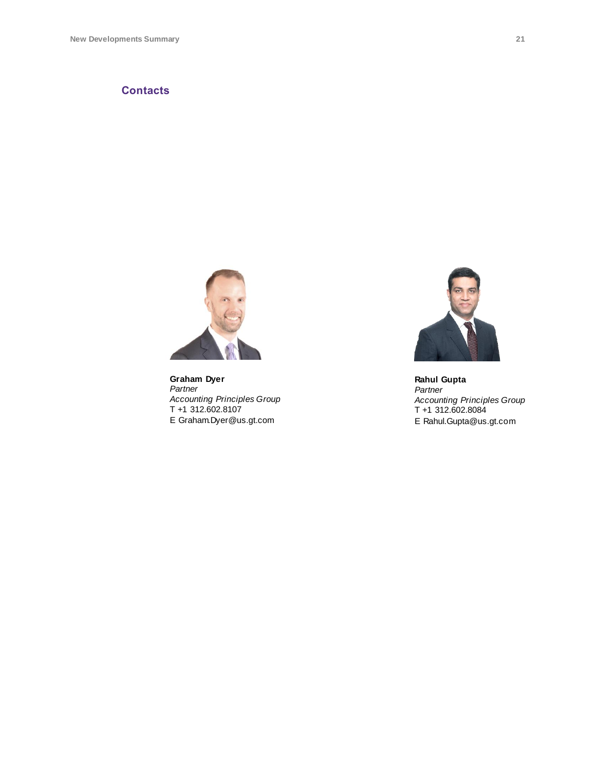## Contacts

**Graham Dyer**
*Partner*
*Accounting Principles Group*
T +1 312.602.8107
E Graham.Dyer@us.gt.com

**Rahul Gupta**
*Partner*
*Accounting Principles Group*
T +1 312.602.8084
E Rahul.Gupta@us.gt.com